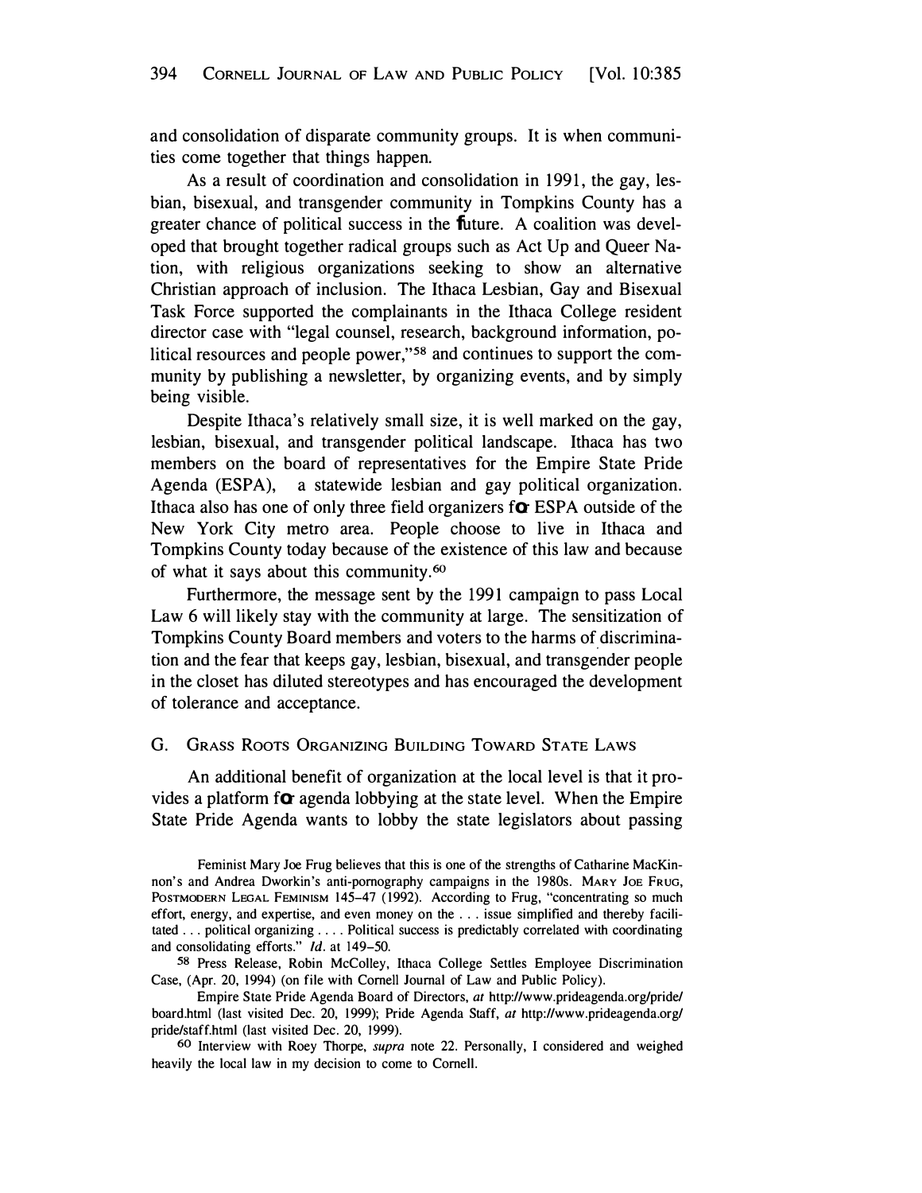and consolidation of disparate community groups. It is when communities come together that things happen.

As a result of coordination and consolidation in 1991, the gay, lesbian, bisexual, and transgender community in Tompkins County has a greater chance of political success in the future. A coalition was developed that brought together radical groups such as Act Up and Queer Nation, with religious organizations seeking to show an alternative Christian approach of inclusion. The Ithaca Lesbian, Gay and Bisexual Task Force supported the complainants in the Ithaca College resident director case with "legal counsel, research, background information, political resources and people power,"[58] and continues to support the community by publishing a newsletter, by organizing events, and by simply being visible.

Despite Ithaca's relatively small size, it is well marked on the gay, lesbian, bisexual, and transgender political landscape. Ithaca has two members on the board of representatives for the Empire State Pride Agenda (ESPA), a statewide lesbian and gay political organization. Ithaca also has one of only three field organizers for ESPA outside of the New York City metro area. People choose to live in Ithaca and Tompkins County today because of the existence of this law and because of what it says about this community.[60]

Furthermore, the message sent by the 1991 campaign to pass Local Law 6 will likely stay with the community at large. The sensitization of Tompkins County Board members and voters to the harms of discrimination and the fear that keeps gay, lesbian, bisexual, and transgender people in the closet has diluted stereotypes and has encouraged the development of tolerance and acceptance.

### G. Grass Roots Organizing Building Toward State Laws

An additional benefit of organization at the local level is that it provides a platform for agenda lobbying at the state level. When the Empire State Pride Agenda wants to lobby the state legislators about passing

---

Feminist Mary Joe Frug believes that this is one of the strengths of Catharine MacKinnon's and Andrea Dworkin's anti-pornography campaigns in the 1980s. Mary Joe Frug, Postmodern Legal Feminism 145–47 (1992). According to Frug, "concentrating so much effort, energy, and expertise, and even money on the . . . issue simplified and thereby facilitated . . . political organizing . . . . Political success is predictably correlated with coordinating and consolidating efforts." *Id.* at 149–50.

[58] Press Release, Robin McColley, Ithaca College Settles Employee Discrimination Case, (Apr. 20, 1994) (on file with Cornell Journal of Law and Public Policy).

Empire State Pride Agenda Board of Directors, *at* http://www.prideagenda.org/pride/board.html (last visited Dec. 20, 1999); Pride Agenda Staff, *at* http://www.prideagenda.org/pride/staff.html (last visited Dec. 20, 1999).

[60] Interview with Roey Thorpe, *supra* note 22. Personally, I considered and weighed heavily the local law in my decision to come to Cornell.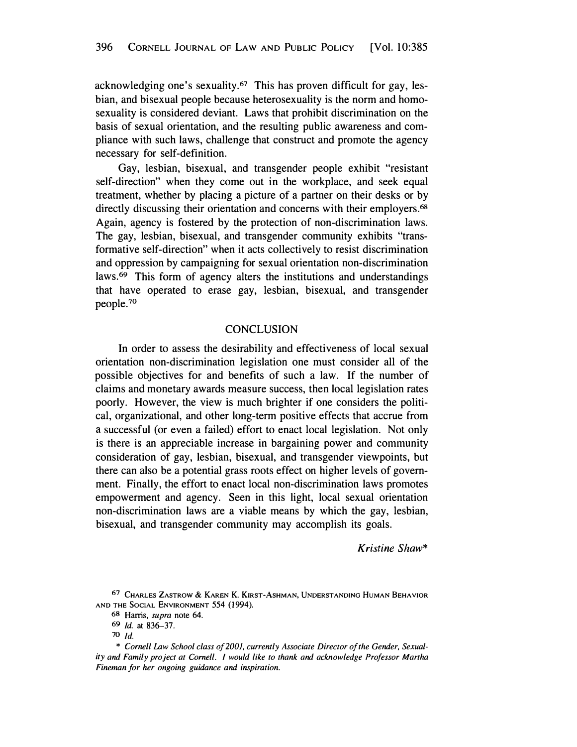acknowledging one's sexuality.[67] This has proven difficult for gay, lesbian, and bisexual people because heterosexuality is the norm and homosexuality is considered deviant. Laws that prohibit discrimination on the basis of sexual orientation, and the resulting public awareness and compliance with such laws, challenge that construct and promote the agency necessary for self-definition.

Gay, lesbian, bisexual, and transgender people exhibit "resistant self-direction" when they come out in the workplace, and seek equal treatment, whether by placing a picture of a partner on their desks or by directly discussing their orientation and concerns with their employers.[68] Again, agency is fostered by the protection of non-discrimination laws. The gay, lesbian, bisexual, and transgender community exhibits "transformative self-direction" when it acts collectively to resist discrimination and oppression by campaigning for sexual orientation non-discrimination laws.[69] This form of agency alters the institutions and understandings that have operated to erase gay, lesbian, bisexual, and transgender people.[70]

## CONCLUSION

In order to assess the desirability and effectiveness of local sexual orientation non-discrimination legislation one must consider all of the possible objectives for and benefits of such a law. If the number of claims and monetary awards measure success, then local legislation rates poorly. However, the view is much brighter if one considers the political, organizational, and other long-term positive effects that accrue from a successful (or even a failed) effort to enact local legislation. Not only is there is an appreciable increase in bargaining power and community consideration of gay, lesbian, bisexual, and transgender viewpoints, but there can also be a potential grass roots effect on higher levels of government. Finally, the effort to enact local non-discrimination laws promotes empowerment and agency. Seen in this light, local sexual orientation non-discrimination laws are a viable means by which the gay, lesbian, bisexual, and transgender community may accomplish its goals.

*Kristine Shaw**

---

[67] Charles Zastrow & Karen K. Kirst-Ashman, Understanding Human Behavior and the Social Environment 554 (1994).

[68] Harris, *supra* note 64.

[69] *Id.* at 836–37.

[70] *Id.*

\* *Cornell Law School class of 2001, currently Associate Director of the Gender, Sexuality and Family project at Cornell. I would like to thank and acknowledge Professor Martha Fineman for her ongoing guidance and inspiration.*